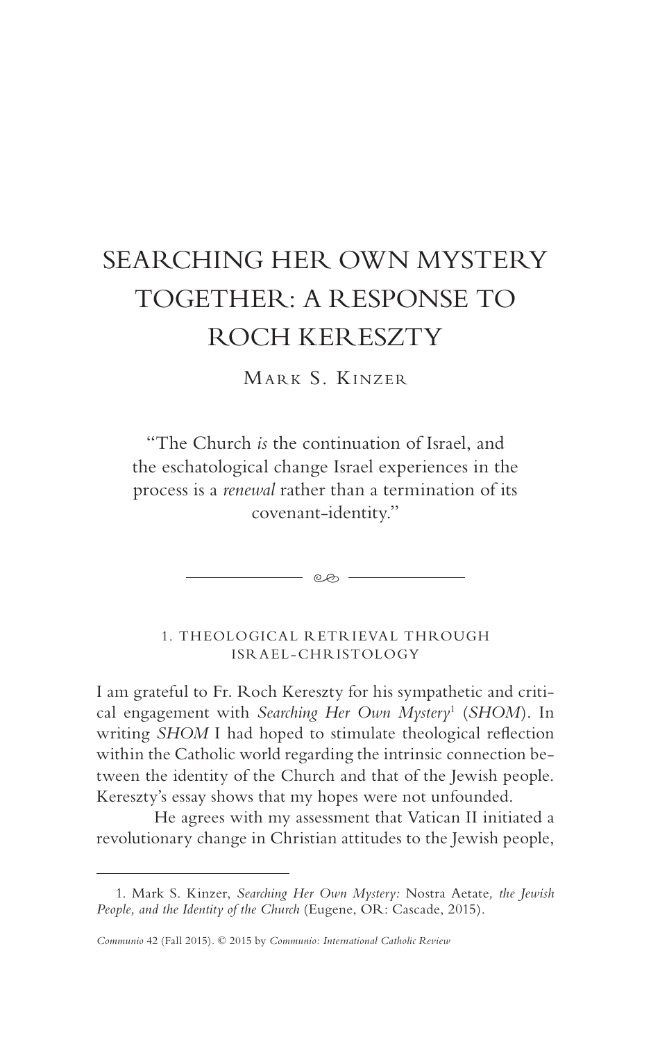# SEARCHING HER OWN MYSTERY TOGETHER: A RESPONSE TO ROCH KERESZTY

MARK S. KINZER

"The Church *is* the continuation of Israel, and the eschatological change Israel experiences in the process is a *renewal* rather than a termination of its covenant-identity."

## 1. THEOLOGICAL RETRIEVAL THROUGH ISRAEL-CHRISTOLOGY

I am grateful to Fr. Roch Kereszty for his sympathetic and critical engagement with *Searching Her Own Mystery*[1] (*SHOM*). In writing *SHOM* I had hoped to stimulate theological reflection within the Catholic world regarding the intrinsic connection between the identity of the Church and that of the Jewish people. Kereszty's essay shows that my hopes were not unfounded.

He agrees with my assessment that Vatican II initiated a revolutionary change in Christian attitudes to the Jewish people,

1. Mark S. Kinzer, *Searching Her Own Mystery:* Nostra Aetate*, the Jewish People, and the Identity of the Church* (Eugene, OR: Cascade, 2015).

*Communio* 42 (Fall 2015). © 2015 by *Communio: International Catholic Review*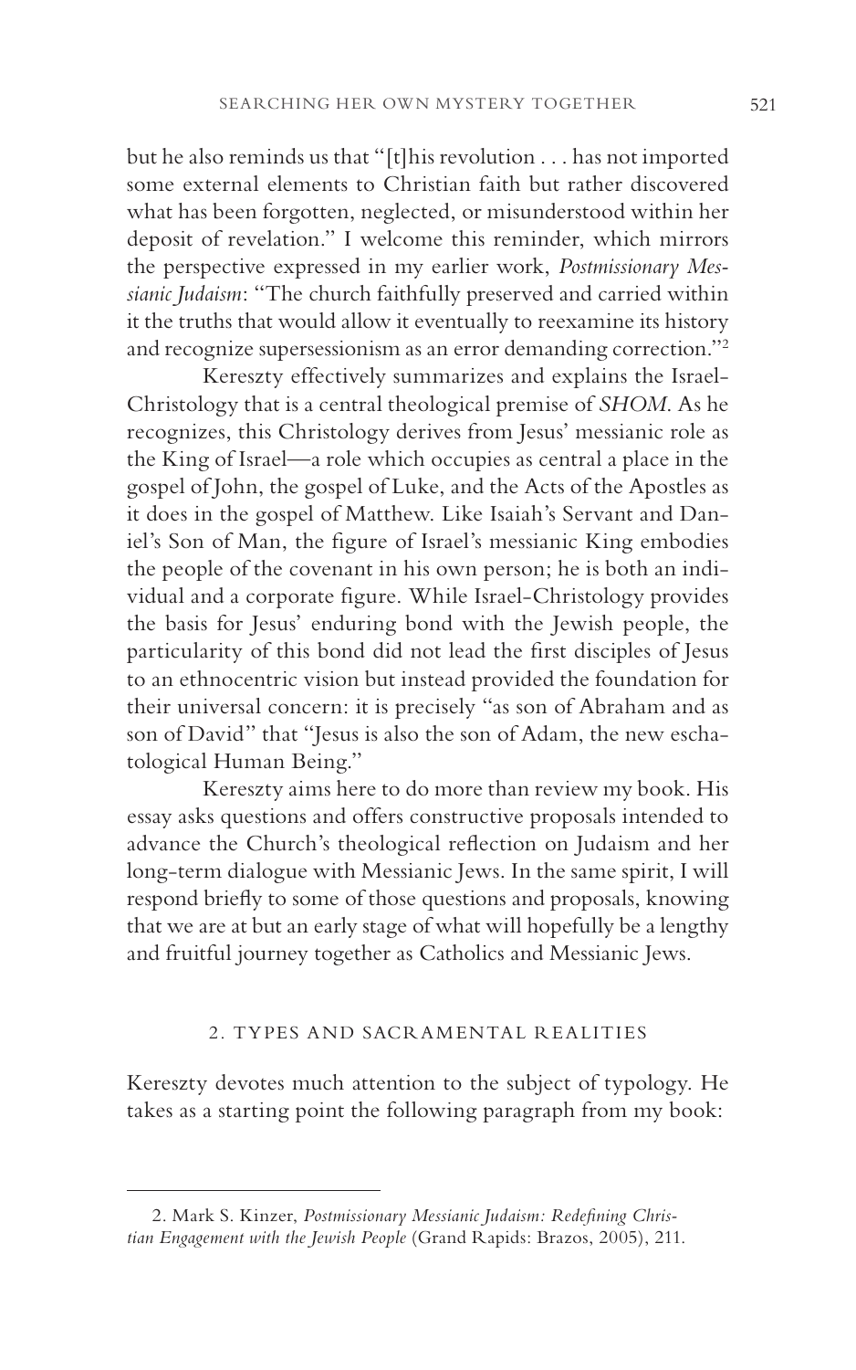but he also reminds us that "[t]his revolution . . . has not imported some external elements to Christian faith but rather discovered what has been forgotten, neglected, or misunderstood within her deposit of revelation." I welcome this reminder, which mirrors the perspective expressed in my earlier work, *Postmissionary Messianic Judaism*: "The church faithfully preserved and carried within it the truths that would allow it eventually to reexamine its history and recognize supersessionism as an error demanding correction."[2]

Kereszty effectively summarizes and explains the Israel-Christology that is a central theological premise of *SHOM*. As he recognizes, this Christology derives from Jesus' messianic role as the King of Israel—a role which occupies as central a place in the gospel of John, the gospel of Luke, and the Acts of the Apostles as it does in the gospel of Matthew. Like Isaiah's Servant and Daniel's Son of Man, the figure of Israel's messianic King embodies the people of the covenant in his own person; he is both an individual and a corporate figure. While Israel-Christology provides the basis for Jesus' enduring bond with the Jewish people, the particularity of this bond did not lead the first disciples of Jesus to an ethnocentric vision but instead provided the foundation for their universal concern: it is precisely "as son of Abraham and as son of David" that "Jesus is also the son of Adam, the new eschatological Human Being."

Kereszty aims here to do more than review my book. His essay asks questions and offers constructive proposals intended to advance the Church's theological reflection on Judaism and her long-term dialogue with Messianic Jews. In the same spirit, I will respond briefly to some of those questions and proposals, knowing that we are at but an early stage of what will hopefully be a lengthy and fruitful journey together as Catholics and Messianic Jews.

## 2. TYPES AND SACRAMENTAL REALITIES

Kereszty devotes much attention to the subject of typology. He takes as a starting point the following paragraph from my book:

---

2. Mark S. Kinzer, *Postmissionary Messianic Judaism: Redefining Christian Engagement with the Jewish People* (Grand Rapids: Brazos, 2005), 211.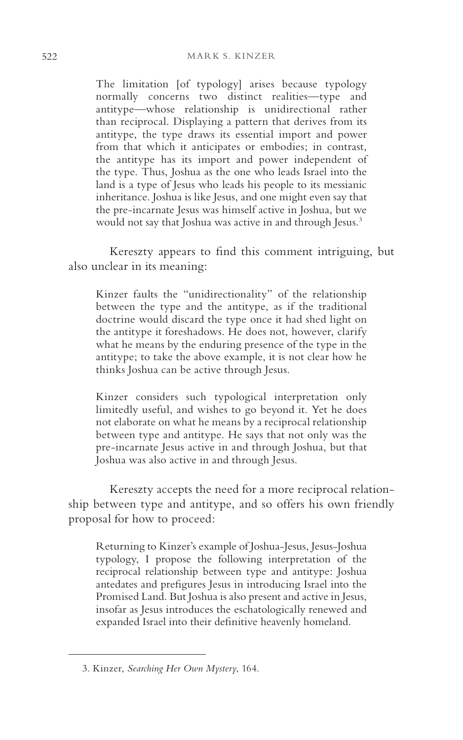> The limitation [of typology] arises because typology normally concerns two distinct realities—type and antitype—whose relationship is unidirectional rather than reciprocal. Displaying a pattern that derives from its antitype, the type draws its essential import and power from that which it anticipates or embodies; in contrast, the antitype has its import and power independent of the type. Thus, Joshua as the one who leads Israel into the land is a type of Jesus who leads his people to its messianic inheritance. Joshua is like Jesus, and one might even say that the pre-incarnate Jesus was himself active in Joshua, but we would not say that Joshua was active in and through Jesus.[3]

Kereszty appears to find this comment intriguing, but also unclear in its meaning:

> Kinzer faults the "unidirectionality" of the relationship between the type and the antitype, as if the traditional doctrine would discard the type once it had shed light on the antitype it foreshadows. He does not, however, clarify what he means by the enduring presence of the type in the antitype; to take the above example, it is not clear how he thinks Joshua can be active through Jesus.
>
> Kinzer considers such typological interpretation only limitedly useful, and wishes to go beyond it. Yet he does not elaborate on what he means by a reciprocal relationship between type and antitype. He says that not only was the pre-incarnate Jesus active in and through Joshua, but that Joshua was also active in and through Jesus.

Kereszty accepts the need for a more reciprocal relationship between type and antitype, and so offers his own friendly proposal for how to proceed:

> Returning to Kinzer's example of Joshua-Jesus, Jesus-Joshua typology, I propose the following interpretation of the reciprocal relationship between type and antitype: Joshua antedates and prefigures Jesus in introducing Israel into the Promised Land. But Joshua is also present and active in Jesus, insofar as Jesus introduces the eschatologically renewed and expanded Israel into their definitive heavenly homeland.

---

3. Kinzer, *Searching Her Own Mystery*, 164.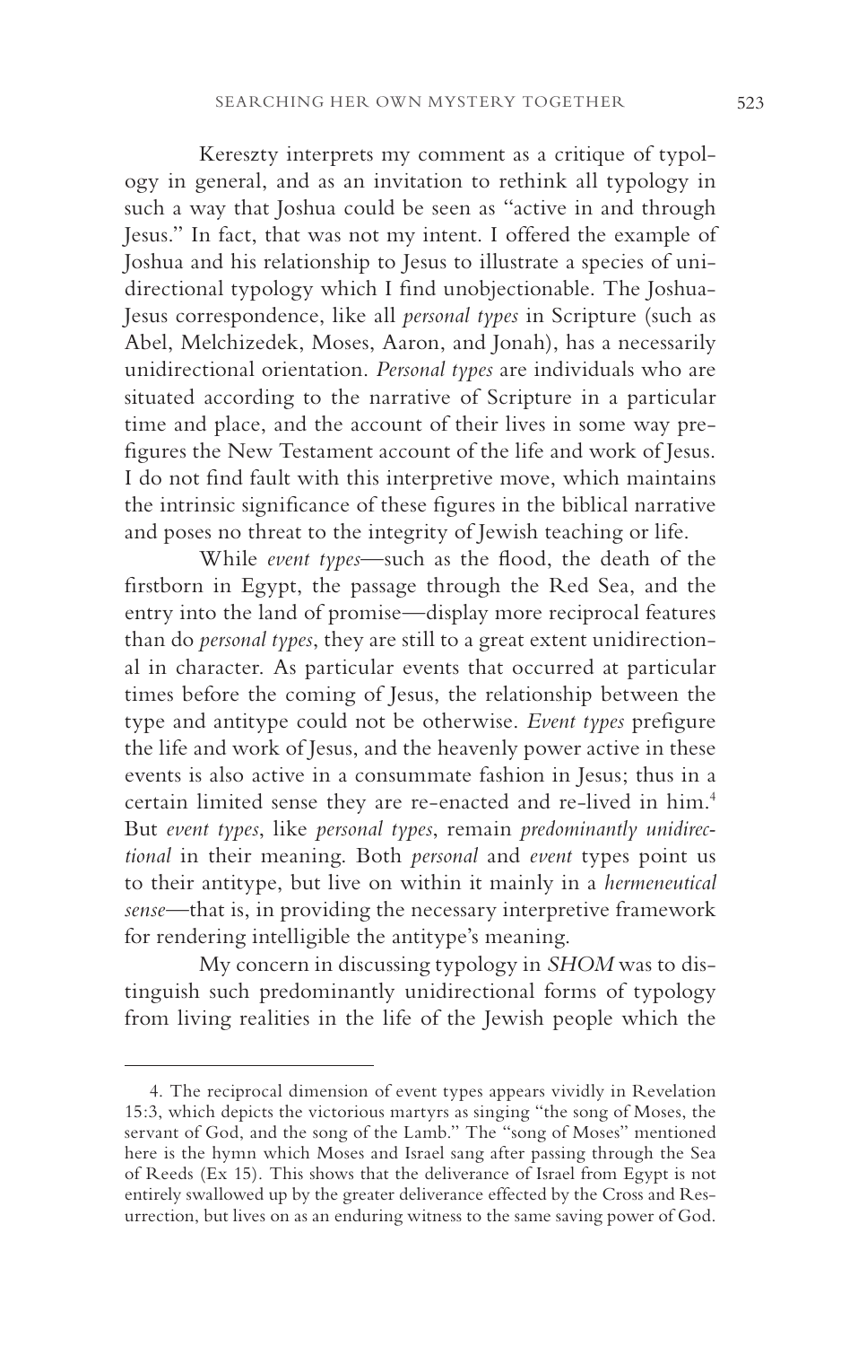Kereszty interprets my comment as a critique of typology in general, and as an invitation to rethink all typology in such a way that Joshua could be seen as "active in and through Jesus." In fact, that was not my intent. I offered the example of Joshua and his relationship to Jesus to illustrate a species of unidirectional typology which I find unobjectionable. The Joshua-Jesus correspondence, like all *personal types* in Scripture (such as Abel, Melchizedek, Moses, Aaron, and Jonah), has a necessarily unidirectional orientation. *Personal types* are individuals who are situated according to the narrative of Scripture in a particular time and place, and the account of their lives in some way prefigures the New Testament account of the life and work of Jesus. I do not find fault with this interpretive move, which maintains the intrinsic significance of these figures in the biblical narrative and poses no threat to the integrity of Jewish teaching or life.

While *event types*—such as the flood, the death of the firstborn in Egypt, the passage through the Red Sea, and the entry into the land of promise—display more reciprocal features than do *personal types*, they are still to a great extent unidirectional in character. As particular events that occurred at particular times before the coming of Jesus, the relationship between the type and antitype could not be otherwise. *Event types* prefigure the life and work of Jesus, and the heavenly power active in these events is also active in a consummate fashion in Jesus; thus in a certain limited sense they are re-enacted and re-lived in him.[4] But *event types*, like *personal types*, remain *predominantly unidirectional* in their meaning. Both *personal* and *event* types point us to their antitype, but live on within it mainly in a *hermeneutical sense*—that is, in providing the necessary interpretive framework for rendering intelligible the antitype's meaning.

My concern in discussing typology in *SHOM* was to distinguish such predominantly unidirectional forms of typology from living realities in the life of the Jewish people which the

---

4. The reciprocal dimension of event types appears vividly in Revelation 15:3, which depicts the victorious martyrs as singing "the song of Moses, the servant of God, and the song of the Lamb." The "song of Moses" mentioned here is the hymn which Moses and Israel sang after passing through the Sea of Reeds (Ex 15). This shows that the deliverance of Israel from Egypt is not entirely swallowed up by the greater deliverance effected by the Cross and Resurrection, but lives on as an enduring witness to the same saving power of God.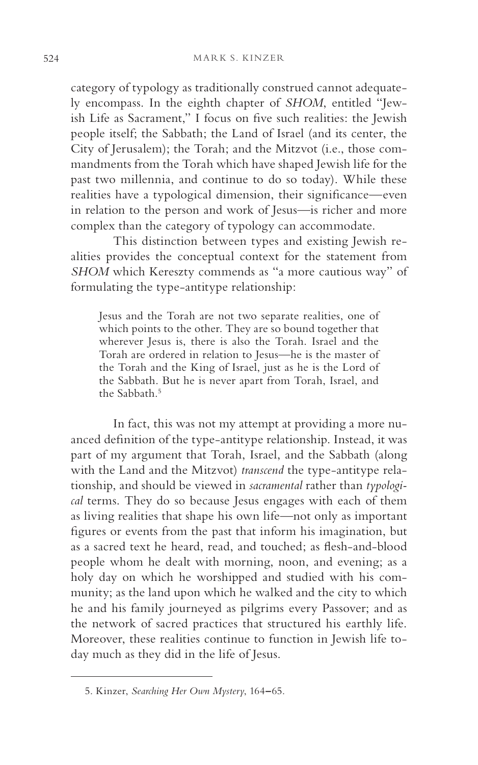category of typology as traditionally construed cannot adequately encompass. In the eighth chapter of *SHOM*, entitled "Jewish Life as Sacrament," I focus on five such realities: the Jewish people itself; the Sabbath; the Land of Israel (and its center, the City of Jerusalem); the Torah; and the Mitzvot (i.e., those commandments from the Torah which have shaped Jewish life for the past two millennia, and continue to do so today). While these realities have a typological dimension, their significance—even in relation to the person and work of Jesus—is richer and more complex than the category of typology can accommodate.

This distinction between types and existing Jewish realities provides the conceptual context for the statement from *SHOM* which Kereszty commends as "a more cautious way" of formulating the type-antitype relationship:

> Jesus and the Torah are not two separate realities, one of which points to the other. They are so bound together that wherever Jesus is, there is also the Torah. Israel and the Torah are ordered in relation to Jesus—he is the master of the Torah and the King of Israel, just as he is the Lord of the Sabbath. But he is never apart from Torah, Israel, and the Sabbath.[5]

In fact, this was not my attempt at providing a more nuanced definition of the type-antitype relationship. Instead, it was part of my argument that Torah, Israel, and the Sabbath (along with the Land and the Mitzvot) *transcend* the type-antitype relationship, and should be viewed in *sacramental* rather than *typological* terms. They do so because Jesus engages with each of them as living realities that shape his own life—not only as important figures or events from the past that inform his imagination, but as a sacred text he heard, read, and touched; as flesh-and-blood people whom he dealt with morning, noon, and evening; as a holy day on which he worshipped and studied with his community; as the land upon which he walked and the city to which he and his family journeyed as pilgrims every Passover; and as the network of sacred practices that structured his earthly life. Moreover, these realities continue to function in Jewish life today much as they did in the life of Jesus.

---

5. Kinzer, *Searching Her Own Mystery*, 164–65.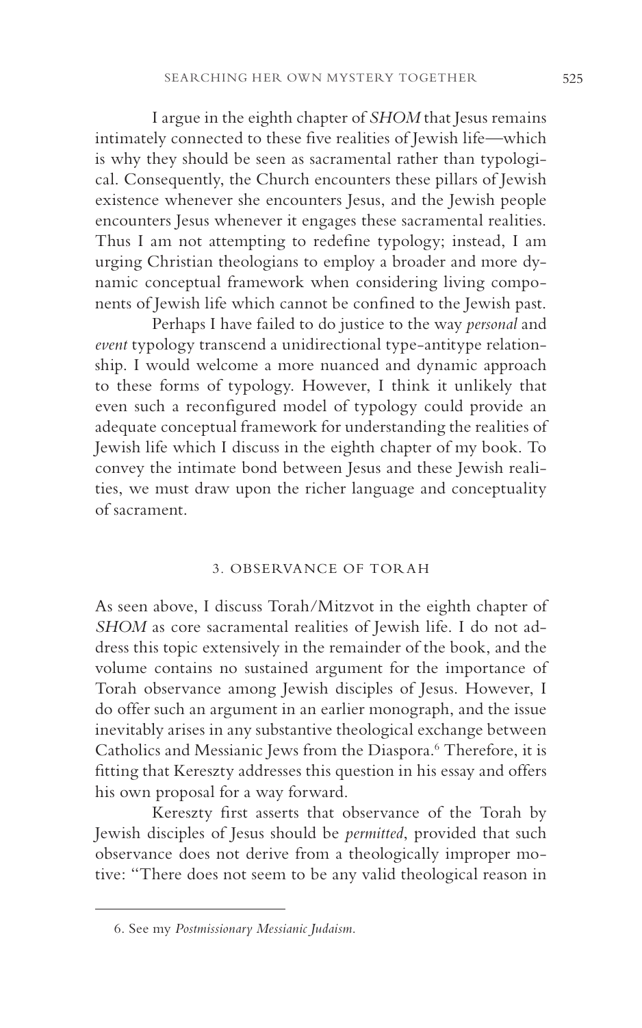I argue in the eighth chapter of *SHOM* that Jesus remains intimately connected to these five realities of Jewish life—which is why they should be seen as sacramental rather than typological. Consequently, the Church encounters these pillars of Jewish existence whenever she encounters Jesus, and the Jewish people encounters Jesus whenever it engages these sacramental realities. Thus I am not attempting to redefine typology; instead, I am urging Christian theologians to employ a broader and more dynamic conceptual framework when considering living components of Jewish life which cannot be confined to the Jewish past.

Perhaps I have failed to do justice to the way *personal* and *event* typology transcend a unidirectional type-antitype relationship. I would welcome a more nuanced and dynamic approach to these forms of typology. However, I think it unlikely that even such a reconfigured model of typology could provide an adequate conceptual framework for understanding the realities of Jewish life which I discuss in the eighth chapter of my book. To convey the intimate bond between Jesus and these Jewish realities, we must draw upon the richer language and conceptuality of sacrament.

## 3. Observance of Torah

As seen above, I discuss Torah/Mitzvot in the eighth chapter of *SHOM* as core sacramental realities of Jewish life. I do not address this topic extensively in the remainder of the book, and the volume contains no sustained argument for the importance of Torah observance among Jewish disciples of Jesus. However, I do offer such an argument in an earlier monograph, and the issue inevitably arises in any substantive theological exchange between Catholics and Messianic Jews from the Diaspora.[6] Therefore, it is fitting that Kereszty addresses this question in his essay and offers his own proposal for a way forward.

Kereszty first asserts that observance of the Torah by Jewish disciples of Jesus should be *permitted*, provided that such observance does not derive from a theologically improper motive: "There does not seem to be any valid theological reason in

---

6. See my *Postmissionary Messianic Judaism*.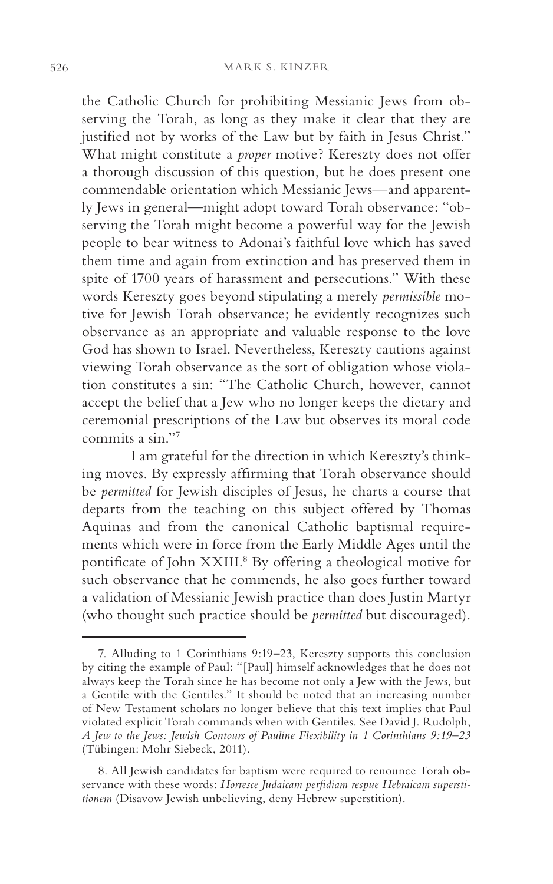the Catholic Church for prohibiting Messianic Jews from observing the Torah, as long as they make it clear that they are justified not by works of the Law but by faith in Jesus Christ." What might constitute a *proper* motive? Kereszty does not offer a thorough discussion of this question, but he does present one commendable orientation which Messianic Jews—and apparently Jews in general—might adopt toward Torah observance: "observing the Torah might become a powerful way for the Jewish people to bear witness to Adonai's faithful love which has saved them time and again from extinction and has preserved them in spite of 1700 years of harassment and persecutions." With these words Kereszty goes beyond stipulating a merely *permissible* motive for Jewish Torah observance; he evidently recognizes such observance as an appropriate and valuable response to the love God has shown to Israel. Nevertheless, Kereszty cautions against viewing Torah observance as the sort of obligation whose violation constitutes a sin: "The Catholic Church, however, cannot accept the belief that a Jew who no longer keeps the dietary and ceremonial prescriptions of the Law but observes its moral code commits a sin."[7]

I am grateful for the direction in which Kereszty's thinking moves. By expressly affirming that Torah observance should be *permitted* for Jewish disciples of Jesus, he charts a course that departs from the teaching on this subject offered by Thomas Aquinas and from the canonical Catholic baptismal requirements which were in force from the Early Middle Ages until the pontificate of John XXIII.[8] By offering a theological motive for such observance that he commends, he also goes further toward a validation of Messianic Jewish practice than does Justin Martyr (who thought such practice should be *permitted* but discouraged).

---

7. Alluding to 1 Corinthians 9:19–23, Kereszty supports this conclusion by citing the example of Paul: "[Paul] himself acknowledges that he does not always keep the Torah since he has become not only a Jew with the Jews, but a Gentile with the Gentiles." It should be noted that an increasing number of New Testament scholars no longer believe that this text implies that Paul violated explicit Torah commands when with Gentiles. See David J. Rudolph, *A Jew to the Jews: Jewish Contours of Pauline Flexibility in 1 Corinthians 9:19–23* (Tübingen: Mohr Siebeck, 2011).

8. All Jewish candidates for baptism were required to renounce Torah observance with these words: *Horresce Judaicam perfidiam respue Hebraicam superstitionem* (Disavow Jewish unbelieving, deny Hebrew superstition).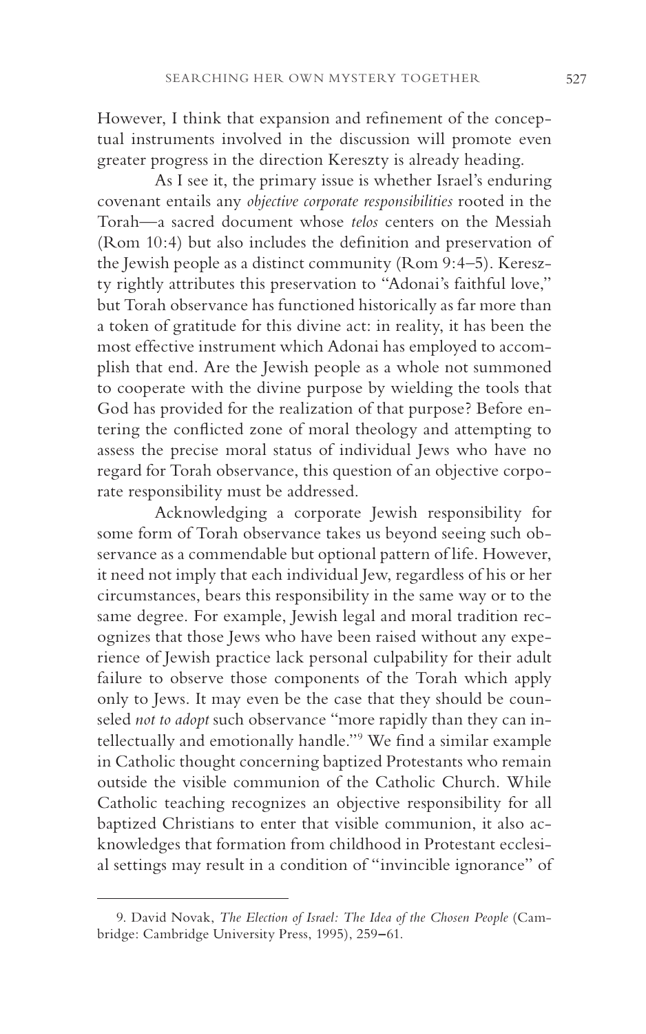However, I think that expansion and refinement of the conceptual instruments involved in the discussion will promote even greater progress in the direction Kereszty is already heading.

As I see it, the primary issue is whether Israel's enduring covenant entails any *objective corporate responsibilities* rooted in the Torah—a sacred document whose *telos* centers on the Messiah (Rom 10:4) but also includes the definition and preservation of the Jewish people as a distinct community (Rom 9:4–5). Kereszty rightly attributes this preservation to "Adonai's faithful love," but Torah observance has functioned historically as far more than a token of gratitude for this divine act: in reality, it has been the most effective instrument which Adonai has employed to accomplish that end. Are the Jewish people as a whole not summoned to cooperate with the divine purpose by wielding the tools that God has provided for the realization of that purpose? Before entering the conflicted zone of moral theology and attempting to assess the precise moral status of individual Jews who have no regard for Torah observance, this question of an objective corporate responsibility must be addressed.

Acknowledging a corporate Jewish responsibility for some form of Torah observance takes us beyond seeing such observance as a commendable but optional pattern of life. However, it need not imply that each individual Jew, regardless of his or her circumstances, bears this responsibility in the same way or to the same degree. For example, Jewish legal and moral tradition recognizes that those Jews who have been raised without any experience of Jewish practice lack personal culpability for their adult failure to observe those components of the Torah which apply only to Jews. It may even be the case that they should be counseled *not to adopt* such observance "more rapidly than they can intellectually and emotionally handle."[9] We find a similar example in Catholic thought concerning baptized Protestants who remain outside the visible communion of the Catholic Church. While Catholic teaching recognizes an objective responsibility for all baptized Christians to enter that visible communion, it also acknowledges that formation from childhood in Protestant ecclesial settings may result in a condition of "invincible ignorance" of

9. David Novak, *The Election of Israel: The Idea of the Chosen People* (Cambridge: Cambridge University Press, 1995), 259–61.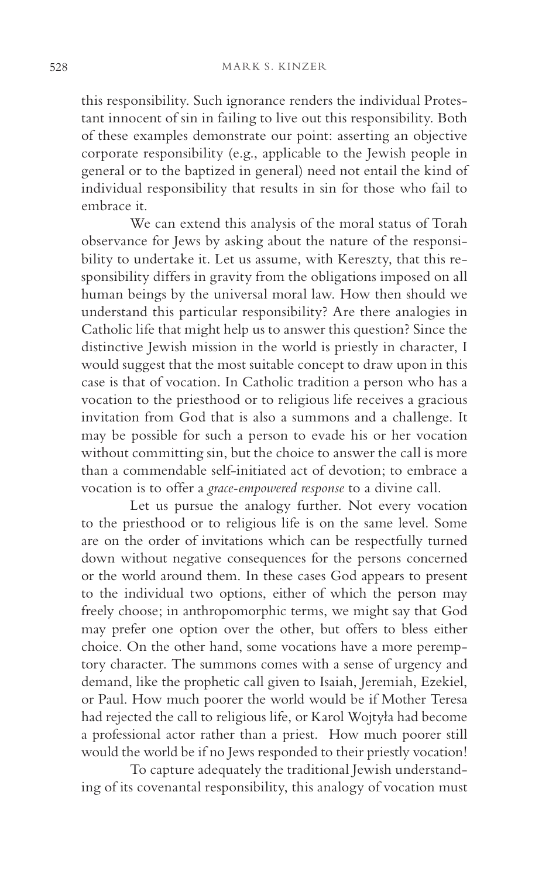this responsibility. Such ignorance renders the individual Protestant innocent of sin in failing to live out this responsibility. Both of these examples demonstrate our point: asserting an objective corporate responsibility (e.g., applicable to the Jewish people in general or to the baptized in general) need not entail the kind of individual responsibility that results in sin for those who fail to embrace it.

We can extend this analysis of the moral status of Torah observance for Jews by asking about the nature of the responsibility to undertake it. Let us assume, with Kereszty, that this responsibility differs in gravity from the obligations imposed on all human beings by the universal moral law. How then should we understand this particular responsibility? Are there analogies in Catholic life that might help us to answer this question? Since the distinctive Jewish mission in the world is priestly in character, I would suggest that the most suitable concept to draw upon in this case is that of vocation. In Catholic tradition a person who has a vocation to the priesthood or to religious life receives a gracious invitation from God that is also a summons and a challenge. It may be possible for such a person to evade his or her vocation without committing sin, but the choice to answer the call is more than a commendable self-initiated act of devotion; to embrace a vocation is to offer a *grace-empowered response* to a divine call.

Let us pursue the analogy further. Not every vocation to the priesthood or to religious life is on the same level. Some are on the order of invitations which can be respectfully turned down without negative consequences for the persons concerned or the world around them. In these cases God appears to present to the individual two options, either of which the person may freely choose; in anthropomorphic terms, we might say that God may prefer one option over the other, but offers to bless either choice. On the other hand, some vocations have a more peremptory character. The summons comes with a sense of urgency and demand, like the prophetic call given to Isaiah, Jeremiah, Ezekiel, or Paul. How much poorer the world would be if Mother Teresa had rejected the call to religious life, or Karol Wojtyła had become a professional actor rather than a priest. How much poorer still would the world be if no Jews responded to their priestly vocation!

To capture adequately the traditional Jewish understanding of its covenantal responsibility, this analogy of vocation must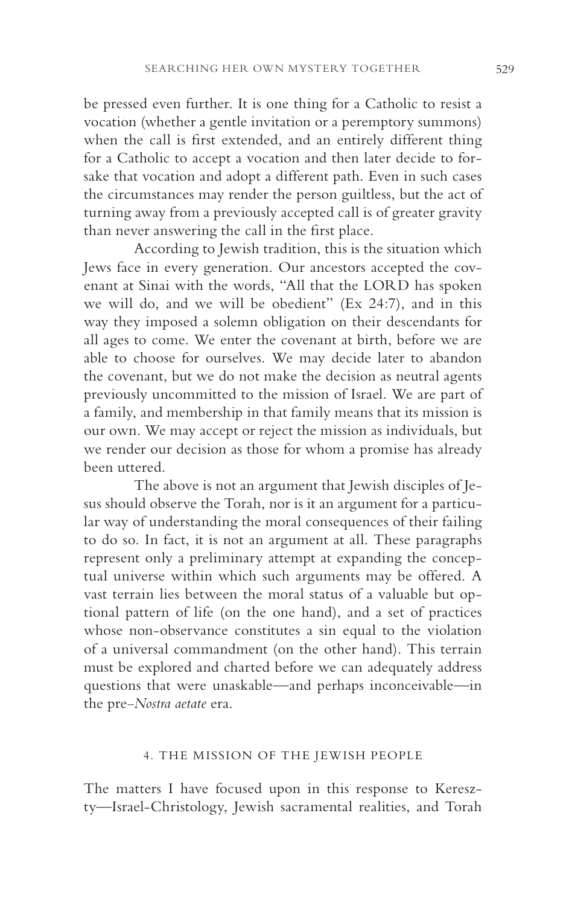be pressed even further. It is one thing for a Catholic to resist a vocation (whether a gentle invitation or a peremptory summons) when the call is first extended, and an entirely different thing for a Catholic to accept a vocation and then later decide to forsake that vocation and adopt a different path. Even in such cases the circumstances may render the person guiltless, but the act of turning away from a previously accepted call is of greater gravity than never answering the call in the first place.

According to Jewish tradition, this is the situation which Jews face in every generation. Our ancestors accepted the covenant at Sinai with the words, "All that the LORD has spoken we will do, and we will be obedient" (Ex 24:7), and in this way they imposed a solemn obligation on their descendants for all ages to come. We enter the covenant at birth, before we are able to choose for ourselves. We may decide later to abandon the covenant, but we do not make the decision as neutral agents previously uncommitted to the mission of Israel. We are part of a family, and membership in that family means that its mission is our own. We may accept or reject the mission as individuals, but we render our decision as those for whom a promise has already been uttered.

The above is not an argument that Jewish disciples of Jesus should observe the Torah, nor is it an argument for a particular way of understanding the moral consequences of their failing to do so. In fact, it is not an argument at all. These paragraphs represent only a preliminary attempt at expanding the conceptual universe within which such arguments may be offered. A vast terrain lies between the moral status of a valuable but optional pattern of life (on the one hand), and a set of practices whose non-observance constitutes a sin equal to the violation of a universal commandment (on the other hand). This terrain must be explored and charted before we can adequately address questions that were unaskable—and perhaps inconceivable—in the pre–*Nostra aetate* era.

## 4. THE MISSION OF THE JEWISH PEOPLE

The matters I have focused upon in this response to Kereszty—Israel-Christology, Jewish sacramental realities, and Torah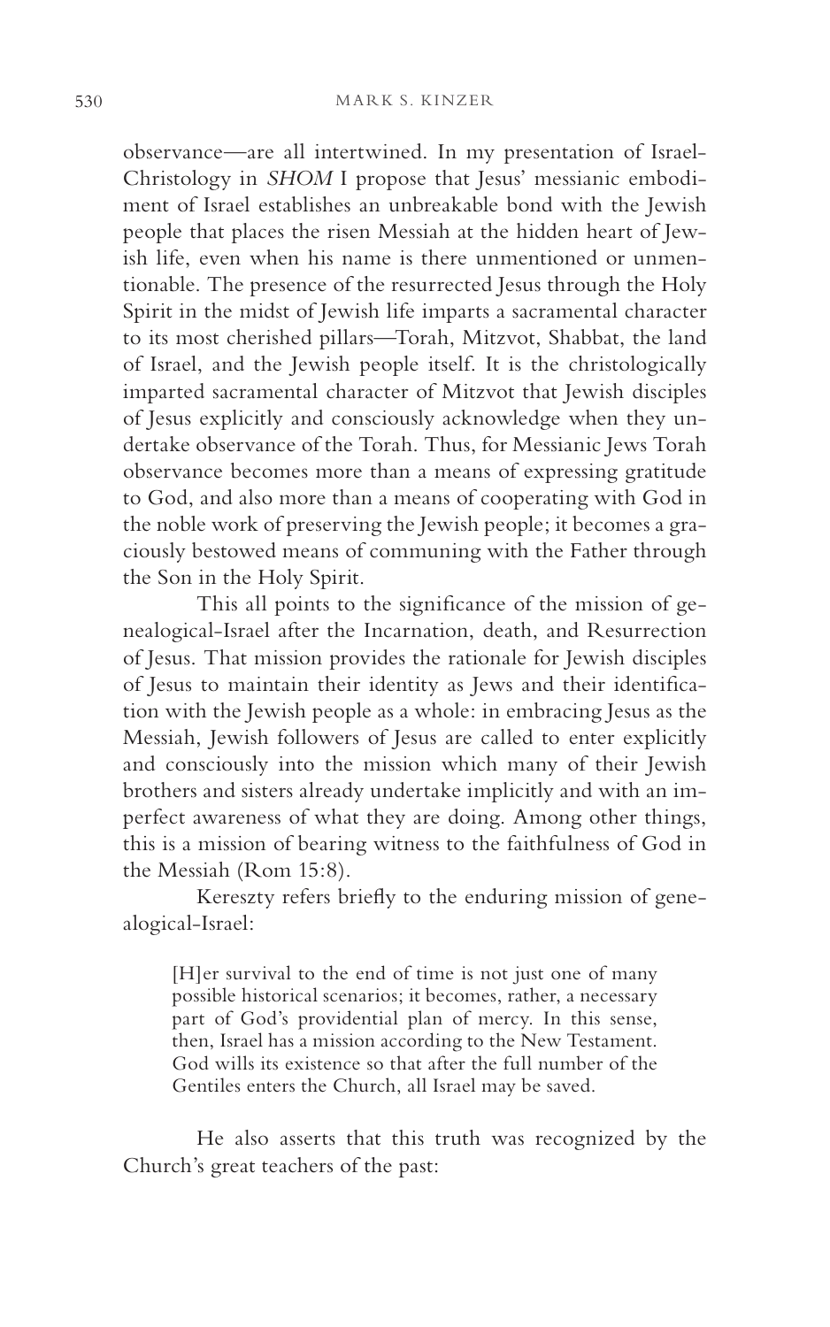observance—are all intertwined. In my presentation of Israel-Christology in *SHOM* I propose that Jesus' messianic embodiment of Israel establishes an unbreakable bond with the Jewish people that places the risen Messiah at the hidden heart of Jewish life, even when his name is there unmentioned or unmentionable. The presence of the resurrected Jesus through the Holy Spirit in the midst of Jewish life imparts a sacramental character to its most cherished pillars—Torah, Mitzvot, Shabbat, the land of Israel, and the Jewish people itself. It is the christologically imparted sacramental character of Mitzvot that Jewish disciples of Jesus explicitly and consciously acknowledge when they undertake observance of the Torah. Thus, for Messianic Jews Torah observance becomes more than a means of expressing gratitude to God, and also more than a means of cooperating with God in the noble work of preserving the Jewish people; it becomes a graciously bestowed means of communing with the Father through the Son in the Holy Spirit.

This all points to the significance of the mission of genealogical-Israel after the Incarnation, death, and Resurrection of Jesus. That mission provides the rationale for Jewish disciples of Jesus to maintain their identity as Jews and their identification with the Jewish people as a whole: in embracing Jesus as the Messiah, Jewish followers of Jesus are called to enter explicitly and consciously into the mission which many of their Jewish brothers and sisters already undertake implicitly and with an imperfect awareness of what they are doing. Among other things, this is a mission of bearing witness to the faithfulness of God in the Messiah (Rom 15:8).

Kereszty refers briefly to the enduring mission of genealogical-Israel:

> [H]er survival to the end of time is not just one of many possible historical scenarios; it becomes, rather, a necessary part of God's providential plan of mercy. In this sense, then, Israel has a mission according to the New Testament. God wills its existence so that after the full number of the Gentiles enters the Church, all Israel may be saved.

He also asserts that this truth was recognized by the Church's great teachers of the past: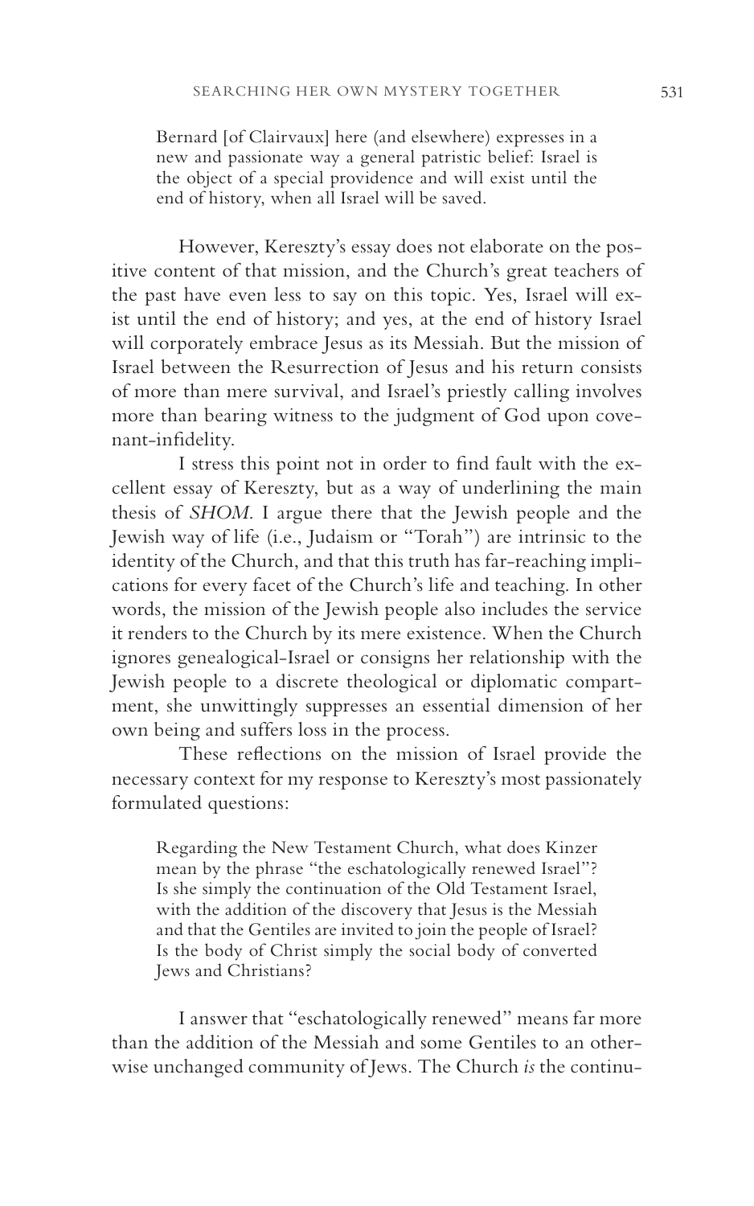> Bernard [of Clairvaux] here (and elsewhere) expresses in a new and passionate way a general patristic belief: Israel is the object of a special providence and will exist until the end of history, when all Israel will be saved.

However, Kereszty's essay does not elaborate on the positive content of that mission, and the Church's great teachers of the past have even less to say on this topic. Yes, Israel will exist until the end of history; and yes, at the end of history Israel will corporately embrace Jesus as its Messiah. But the mission of Israel between the Resurrection of Jesus and his return consists of more than mere survival, and Israel's priestly calling involves more than bearing witness to the judgment of God upon covenant-infidelity.

I stress this point not in order to find fault with the excellent essay of Kereszty, but as a way of underlining the main thesis of *SHOM*. I argue there that the Jewish people and the Jewish way of life (i.e., Judaism or "Torah") are intrinsic to the identity of the Church, and that this truth has far-reaching implications for every facet of the Church's life and teaching. In other words, the mission of the Jewish people also includes the service it renders to the Church by its mere existence. When the Church ignores genealogical-Israel or consigns her relationship with the Jewish people to a discrete theological or diplomatic compartment, she unwittingly suppresses an essential dimension of her own being and suffers loss in the process.

These reflections on the mission of Israel provide the necessary context for my response to Kereszty's most passionately formulated questions:

> Regarding the New Testament Church, what does Kinzer mean by the phrase "the eschatologically renewed Israel"? Is she simply the continuation of the Old Testament Israel, with the addition of the discovery that Jesus is the Messiah and that the Gentiles are invited to join the people of Israel? Is the body of Christ simply the social body of converted Jews and Christians?

I answer that "eschatologically renewed" means far more than the addition of the Messiah and some Gentiles to an otherwise unchanged community of Jews. The Church *is* the continu-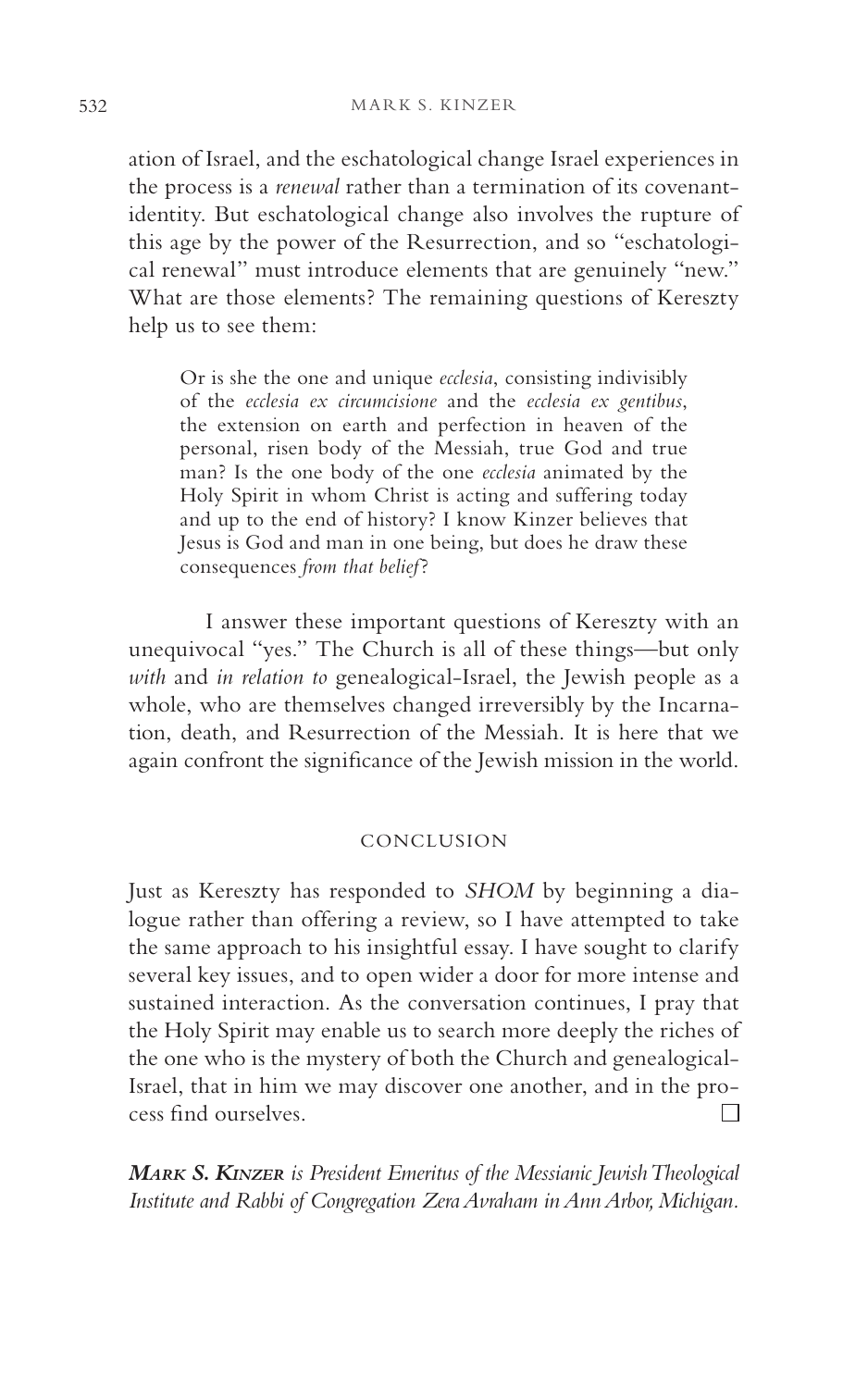ation of Israel, and the eschatological change Israel experiences in the process is a *renewal* rather than a termination of its covenant-identity. But eschatological change also involves the rupture of this age by the power of the Resurrection, and so "eschatological renewal" must introduce elements that are genuinely "new." What are those elements? The remaining questions of Kereszty help us to see them:

> Or is she the one and unique *ecclesia*, consisting indivisibly of the *ecclesia ex circumcisione* and the *ecclesia ex gentibus*, the extension on earth and perfection in heaven of the personal, risen body of the Messiah, true God and true man? Is the one body of the one *ecclesia* animated by the Holy Spirit in whom Christ is acting and suffering today and up to the end of history? I know Kinzer believes that Jesus is God and man in one being, but does he draw these consequences *from that belief*?

I answer these important questions of Kereszty with an unequivocal "yes." The Church is all of these things—but only *with* and *in relation to* genealogical-Israel, the Jewish people as a whole, who are themselves changed irreversibly by the Incarnation, death, and Resurrection of the Messiah. It is here that we again confront the significance of the Jewish mission in the world.

## CONCLUSION

Just as Kereszty has responded to *SHOM* by beginning a dialogue rather than offering a review, so I have attempted to take the same approach to his insightful essay. I have sought to clarify several key issues, and to open wider a door for more intense and sustained interaction. As the conversation continues, I pray that the Holy Spirit may enable us to search more deeply the riches of the one who is the mystery of both the Church and genealogical-Israel, that in him we may discover one another, and in the process find ourselves. □

***Mark S. Kinzer*** *is President Emeritus of the Messianic Jewish Theological Institute and Rabbi of Congregation Zera Avraham in Ann Arbor, Michigan.*